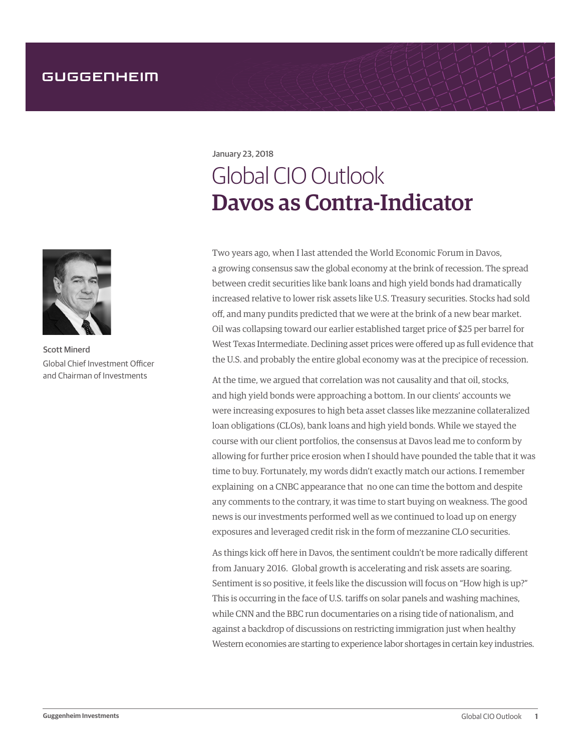GUGGENHEIM

January 23, 2018

# Global CIO Outlook
# **Davos as Contra-Indicator**

Scott Minerd
Global Chief Investment Officer and Chairman of Investments

Two years ago, when I last attended the World Economic Forum in Davos, a growing consensus saw the global economy at the brink of recession. The spread between credit securities like bank loans and high yield bonds had dramatically increased relative to lower risk assets like U.S. Treasury securities. Stocks had sold off, and many pundits predicted that we were at the brink of a new bear market. Oil was collapsing toward our earlier established target price of $25 per barrel for West Texas Intermediate. Declining asset prices were offered up as full evidence that the U.S. and probably the entire global economy was at the precipice of recession.

At the time, we argued that correlation was not causality and that oil, stocks, and high yield bonds were approaching a bottom. In our clients' accounts we were increasing exposures to high beta asset classes like mezzanine collateralized loan obligations (CLOs), bank loans and high yield bonds. While we stayed the course with our client portfolios, the consensus at Davos lead me to conform by allowing for further price erosion when I should have pounded the table that it was time to buy. Fortunately, my words didn't exactly match our actions. I remember explaining on a CNBC appearance that no one can time the bottom and despite any comments to the contrary, it was time to start buying on weakness. The good news is our investments performed well as we continued to load up on energy exposures and leveraged credit risk in the form of mezzanine CLO securities.

As things kick off here in Davos, the sentiment couldn't be more radically different from January 2016. Global growth is accelerating and risk assets are soaring. Sentiment is so positive, it feels like the discussion will focus on "How high is up?" This is occurring in the face of U.S. tariffs on solar panels and washing machines, while CNN and the BBC run documentaries on a rising tide of nationalism, and against a backdrop of discussions on restricting immigration just when healthy Western economies are starting to experience labor shortages in certain key industries.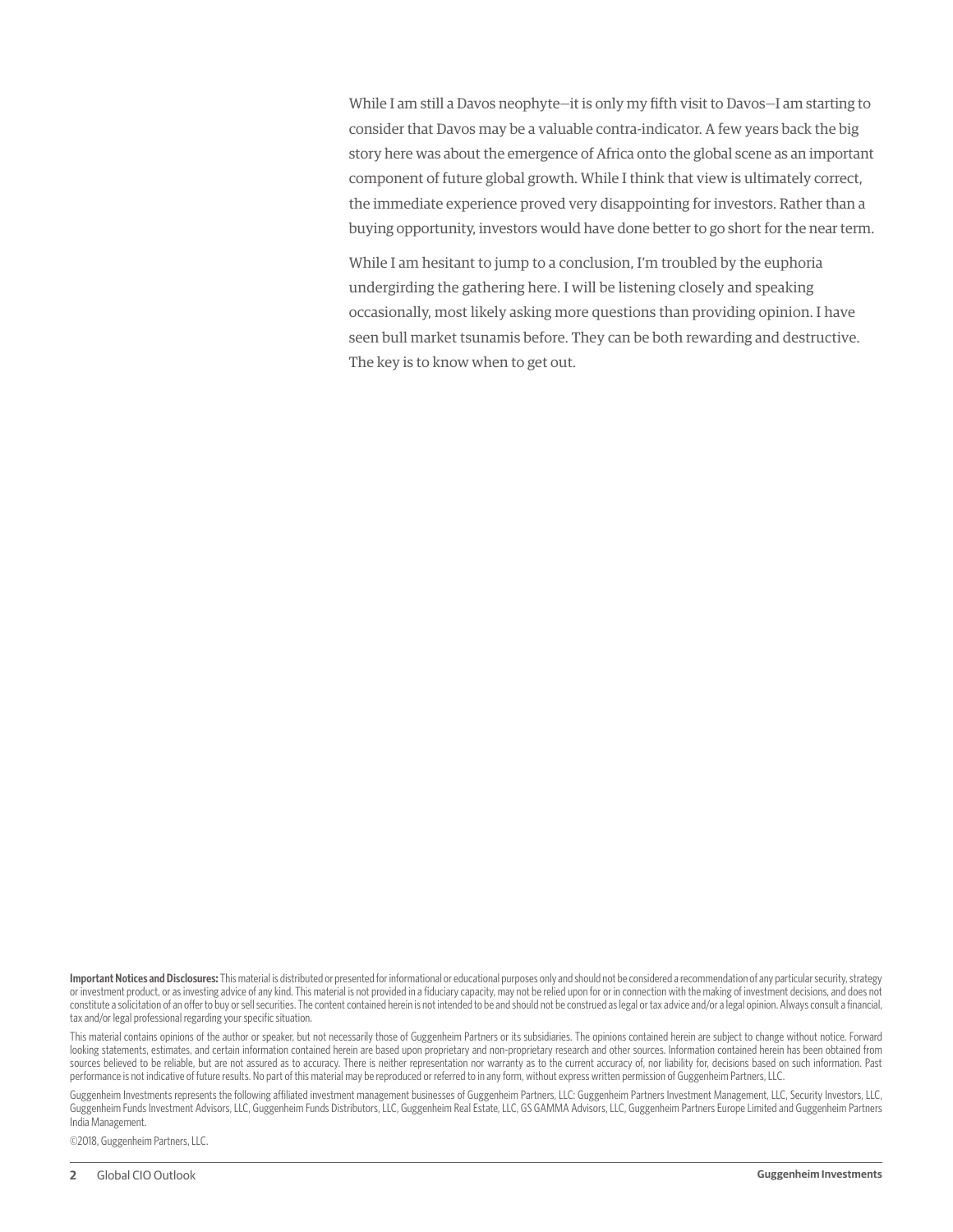While I am still a Davos neophyte—it is only my fifth visit to Davos—I am starting to consider that Davos may be a valuable contra-indicator. A few years back the big story here was about the emergence of Africa onto the global scene as an important component of future global growth. While I think that view is ultimately correct, the immediate experience proved very disappointing for investors. Rather than a buying opportunity, investors would have done better to go short for the near term.

While I am hesitant to jump to a conclusion, I'm troubled by the euphoria undergirding the gathering here. I will be listening closely and speaking occasionally, most likely asking more questions than providing opinion. I have seen bull market tsunamis before. They can be both rewarding and destructive. The key is to know when to get out.

**Important Notices and Disclosures:** This material is distributed or presented for informational or educational purposes only and should not be considered a recommendation of any particular security, strategy or investment product, or as investing advice of any kind. This material is not provided in a fiduciary capacity, may not be relied upon for or in connection with the making of investment decisions, and does not constitute a solicitation of an offer to buy or sell securities. The content contained herein is not intended to be and should not be construed as legal or tax advice and/or a legal opinion. Always consult a financial, tax and/or legal professional regarding your specific situation.

This material contains opinions of the author or speaker, but not necessarily those of Guggenheim Partners or its subsidiaries. The opinions contained herein are subject to change without notice. Forward looking statements, estimates, and certain information contained herein are based upon proprietary and non-proprietary research and other sources. Information contained herein has been obtained from sources believed to be reliable, but are not assured as to accuracy. There is neither representation nor warranty as to the current accuracy of, nor liability for, decisions based on such information. Past performance is not indicative of future results. No part of this material may be reproduced or referred to in any form, without express written permission of Guggenheim Partners, LLC.

Guggenheim Investments represents the following affiliated investment management businesses of Guggenheim Partners, LLC: Guggenheim Partners Investment Management, LLC, Security Investors, LLC, Guggenheim Funds Investment Advisors, LLC, Guggenheim Funds Distributors, LLC, Guggenheim Real Estate, LLC, GS GAMMA Advisors, LLC, Guggenheim Partners Europe Limited and Guggenheim Partners India Management.

©2018, Guggenheim Partners, LLC.